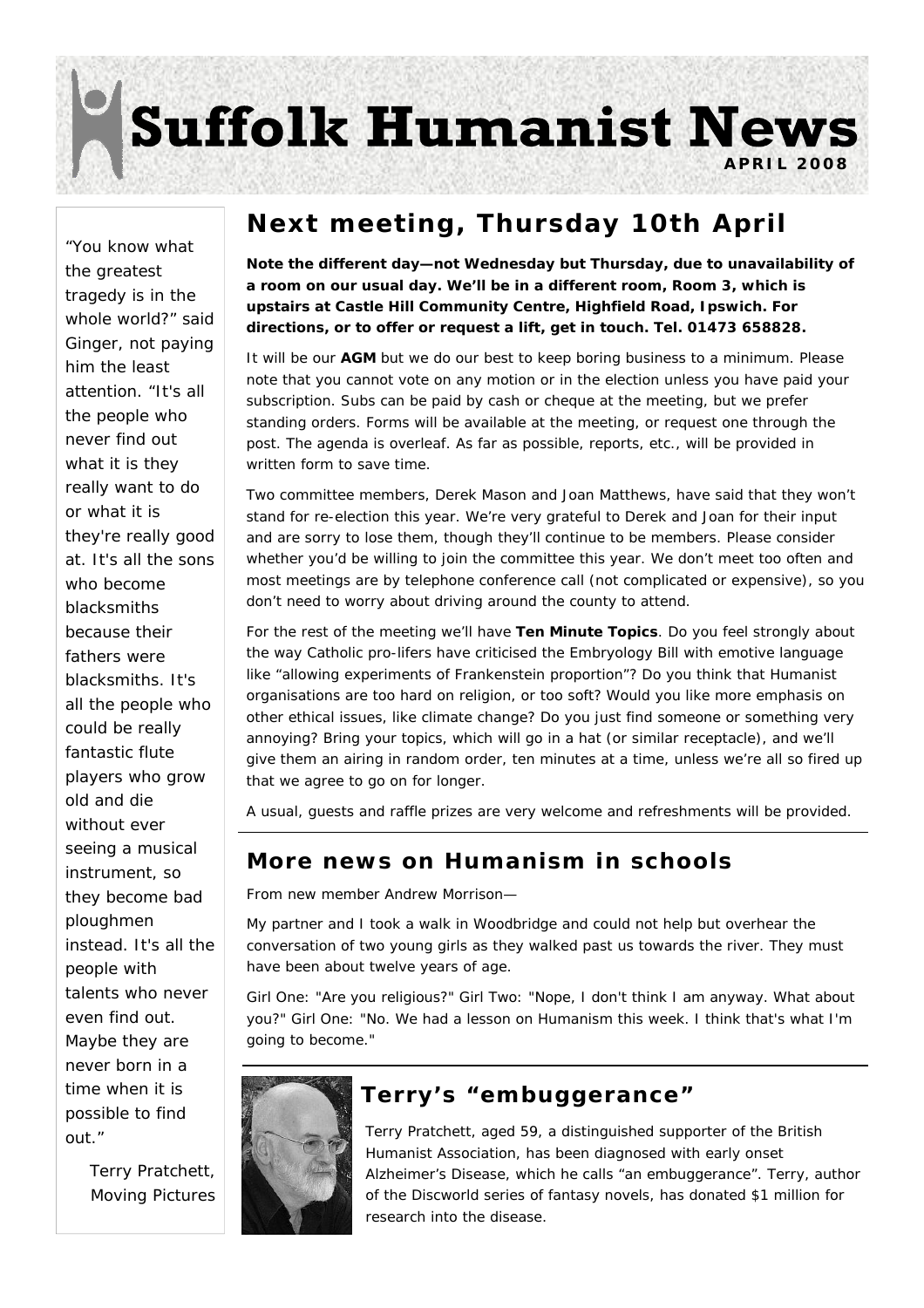# Suffolk Humanist News

**APRIL 2008**

"You know what the greatest tragedy is in the whole world?" said Ginger, not paying him the least attention. "It's all the people who never find out what it is they really want to do or what it is they're really good at. It's all the sons who become blacksmiths because their fathers were blacksmiths. It's all the people who could be really fantastic flute players who grow old and die without ever seeing a musical instrument, so they become bad ploughmen instead. It's all the people with talents who never even find out. Maybe they are never born in a time when it is possible to find out."

Terry Pratchett, Moving Pictures

## Next meeting, Thursday 10th April

**Note the different day—not Wednesday but Thursday, due to unavailability of a room on our usual day. We'll be in a different room, Room 3, which is upstairs at Castle Hill Community Centre, Highfield Road, Ipswich. For directions, or to offer or request a lift, get in touch. Tel. 01473 658828.**

It will be our **AGM** but we do our best to keep boring business to a minimum. Please note that you cannot vote on any motion or in the election unless you have paid your subscription. Subs can be paid by cash or cheque at the meeting, but we prefer standing orders. Forms will be available at the meeting, or request one through the post. The agenda is overleaf. As far as possible, reports, etc., will be provided in written form to save time.

Two committee members, Derek Mason and Joan Matthews, have said that they won't stand for re-election this year. We're very grateful to Derek and Joan for their input and are sorry to lose them, though they'll continue to be members. Please consider whether you'd be willing to join the committee this year. We don't meet too often and most meetings are by telephone conference call (not complicated or expensive), so you don't need to worry about driving around the county to attend.

For the rest of the meeting we'll have **Ten Minute Topics**. Do you feel strongly about the way Catholic pro-lifers have criticised the Embryology Bill with emotive language like "allowing experiments of Frankenstein proportion"? Do you think that Humanist organisations are too hard on religion, or too soft? Would you like more emphasis on other ethical issues, like climate change? Do you just find someone or something very annoying? Bring your topics, which will go in a hat (or similar receptacle), and we'll give them an airing in random order, ten minutes at a time, unless we're all so fired up that we agree to go on for longer.

A usual, guests and raffle prizes are very welcome and refreshments will be provided.

## More news on Humanism in schools

From new member Andrew Morrison—

My partner and I took a walk in Woodbridge and could not help but overhear the conversation of two young girls as they walked past us towards the river. They must have been about twelve years of age.

Girl One: "Are you religious?" Girl Two: "Nope, I don't think I am anyway. What about you?" Girl One: "No. We had a lesson on Humanism this week. I think that's what I'm going to become."

## Terry's "embuggerance"

Terry Pratchett, aged 59, a distinguished supporter of the British Humanist Association, has been diagnosed with early onset Alzheimer's Disease, which he calls "an embuggerance". Terry, author of the Discworld series of fantasy novels, has donated $1 million for research into the disease.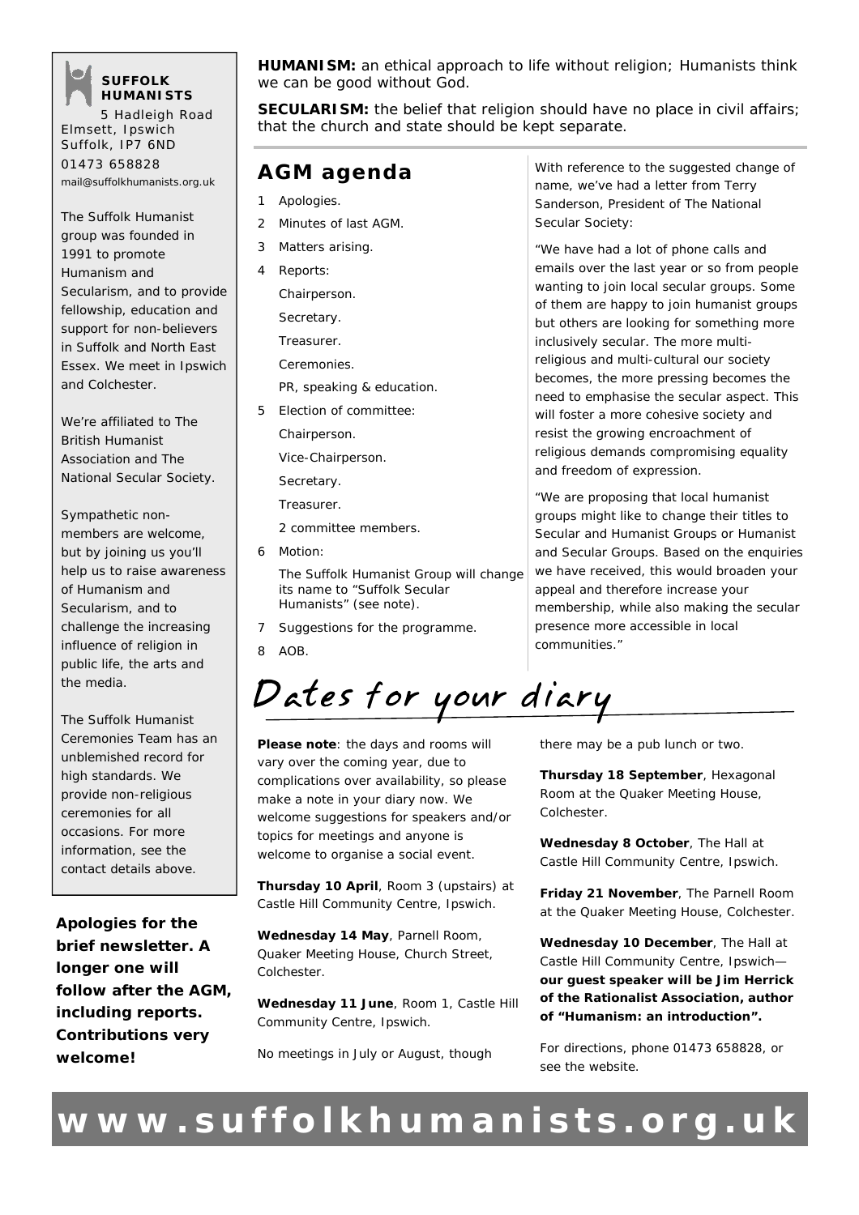**SUFFOLK HUMANISTS**

5 Hadleigh Road
Elmsett, Ipswich
Suffolk, IP7 6ND
01473 658828
mail@suffolkhumanists.org.uk

The Suffolk Humanist group was founded in 1991 to promote Humanism and Secularism, and to provide fellowship, education and support for non-believers in Suffolk and North East Essex. We meet in Ipswich and Colchester.

We're affiliated to The British Humanist Association and The National Secular Society.

Sympathetic non-members are welcome, but by joining us you'll help us to raise awareness of Humanism and Secularism, and to challenge the increasing influence of religion in public life, the arts and the media.

The Suffolk Humanist Ceremonies Team has an unblemished record for high standards. We provide non-religious ceremonies for all occasions. For more information, see the contact details above.

**Apologies for the brief newsletter. A longer one will follow after the AGM, including reports. Contributions very welcome!**

**HUMANISM:** an ethical approach to life without religion; Humanists think we can be good without God.

**SECULARISM:** the belief that religion should have no place in civil affairs; that the church and state should be kept separate.

## AGM agenda

1. Apologies.
2. Minutes of last AGM.
3. Matters arising.
4. Reports:
   - Chairperson.
   - Secretary.
   - Treasurer.
   - Ceremonies.
   - PR, speaking & education.
5. Election of committee:
   - Chairperson.
   - Vice-Chairperson.
   - Secretary.
   - Treasurer.
   - 2 committee members.
6. Motion:
   The Suffolk Humanist Group will change its name to "Suffolk Secular Humanists" (see note).
7. Suggestions for the programme.
8. AOB.

With reference to the suggested change of name, we've had a letter from Terry Sanderson, President of The National Secular Society:

"We have had a lot of phone calls and emails over the last year or so from people wanting to join local secular groups. Some of them are happy to join humanist groups but others are looking for something more inclusively secular. The more multi-religious and multi-cultural our society becomes, the more pressing becomes the need to emphasise the secular aspect. This will foster a more cohesive society and resist the growing encroachment of religious demands compromising equality and freedom of expression.

"We are proposing that local humanist groups might like to change their titles to Secular and Humanist Groups or Humanist and Secular Groups. Based on the enquiries we have received, this would broaden your appeal and therefore increase your membership, while also making the secular presence more accessible in local communities."

## Dates for your diary

**Please note**: the days and rooms will vary over the coming year, due to complications over availability, so please make a note in your diary now. We welcome suggestions for speakers and/or topics for meetings and anyone is welcome to organise a social event.

**Thursday 10 April**, Room 3 (upstairs) at Castle Hill Community Centre, Ipswich.

**Wednesday 14 May**, Parnell Room, Quaker Meeting House, Church Street, Colchester.

**Wednesday 11 June**, Room 1, Castle Hill Community Centre, Ipswich.

No meetings in July or August, though there may be a pub lunch or two.

**Thursday 18 September**, Hexagonal Room at the Quaker Meeting House, Colchester.

**Wednesday 8 October**, The Hall at Castle Hill Community Centre, Ipswich.

**Friday 21 November**, The Parnell Room at the Quaker Meeting House, Colchester.

**Wednesday 10 December**, The Hall at Castle Hill Community Centre, Ipswich—**our guest speaker will be Jim Herrick of the Rationalist Association, author of "Humanism: an introduction".**

For directions, phone 01473 658828, or see the website.

**www.suffolkhumanists.org.uk**